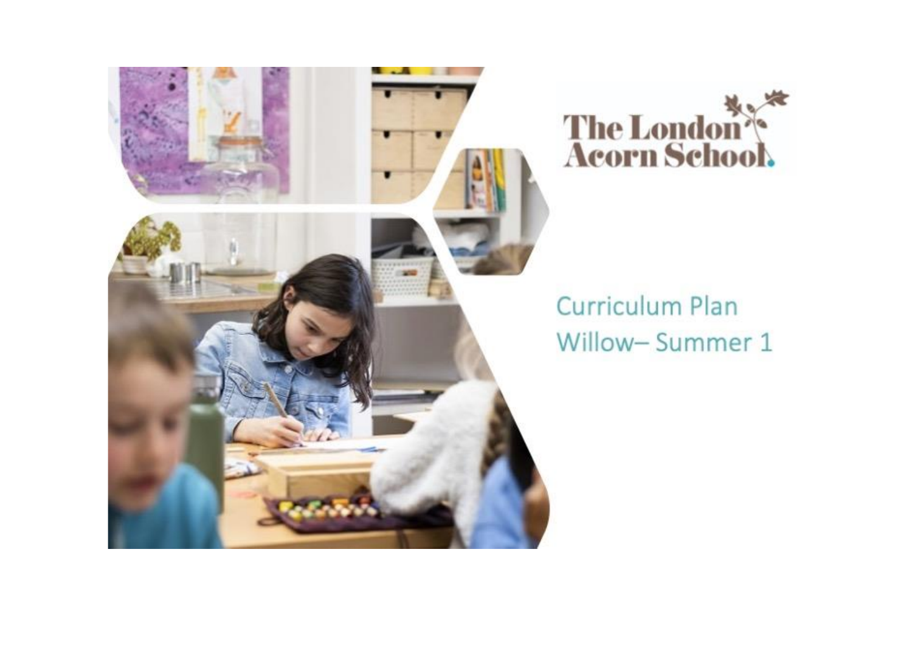The London Acorn School

# Curriculum Plan
## Willow– Summer 1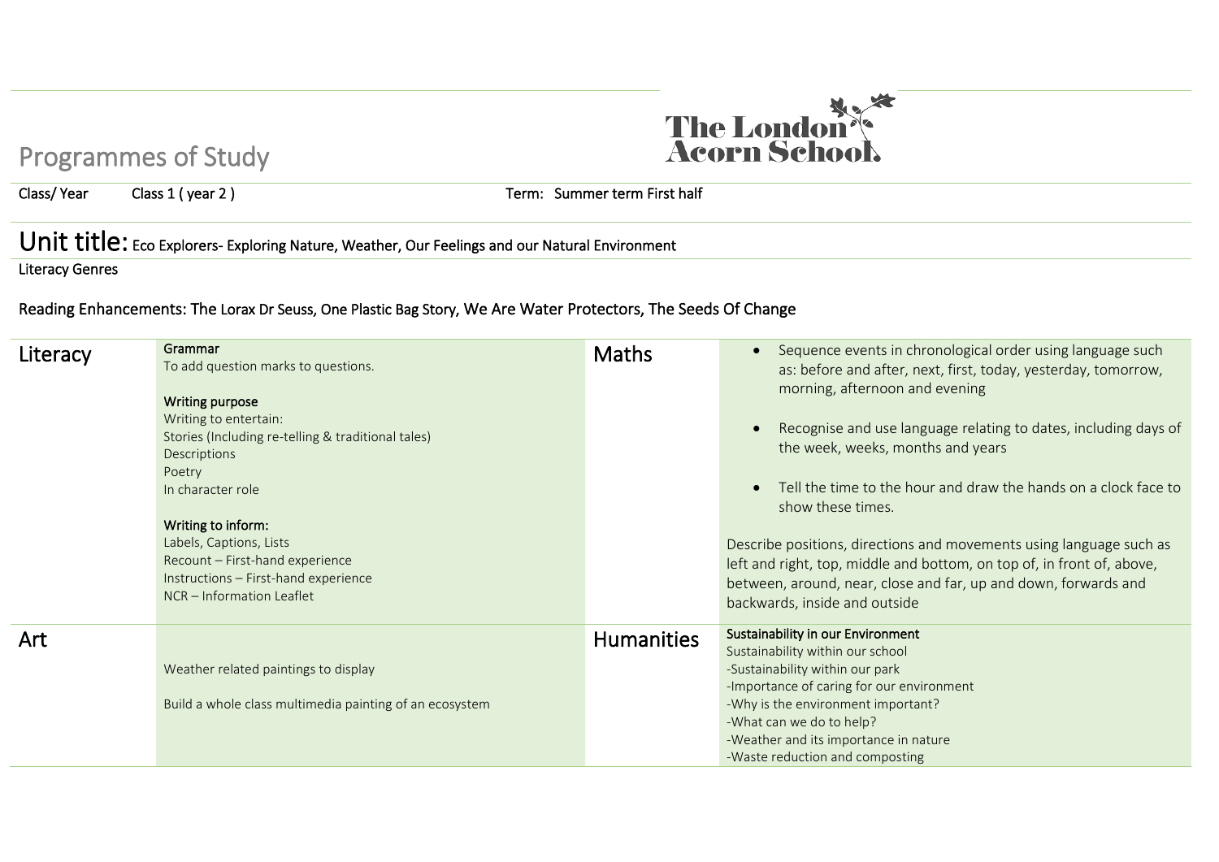# Programmes of Study

**Class/ Year** Class 1 ( year 2 ) **Term:** Summer term First half

## Unit title: Eco Explorers- Exploring Nature, Weather, Our Feelings and our Natural Environment

Literacy Genres

Reading Enhancements: The Lorax Dr Seuss, One Plastic Bag Story, We Are Water Protectors, The Seeds Of Change

| | | | |
|---|---|---|---|
| **Literacy** | **Grammar**<br>To add question marks to questions.<br><br>**Writing purpose**<br>Writing to entertain:<br>Stories (Including re-telling & traditional tales)<br>Descriptions<br>Poetry<br>In character role<br><br>**Writing to inform:**<br>Labels, Captions, Lists<br>Recount – First-hand experience<br>Instructions – First-hand experience<br>NCR – Information Leaflet | **Maths** | • Sequence events in chronological order using language such as: before and after, next, first, today, yesterday, tomorrow, morning, afternoon and evening<br><br>• Recognise and use language relating to dates, including days of the week, weeks, months and years<br><br>• Tell the time to the hour and draw the hands on a clock face to show these times.<br><br>Describe positions, directions and movements using language such as left and right, top, middle and bottom, on top of, in front of, above, between, around, near, close and far, up and down, forwards and backwards, inside and outside |
| **Art** | Weather related paintings to display<br><br>Build a whole class multimedia painting of an ecosystem | **Humanities** | **Sustainability in our Environment**<br>Sustainability within our school<br>-Sustainability within our park<br>-Importance of caring for our environment<br>-Why is the environment important?<br>-What can we do to help?<br>-Weather and its importance in nature<br>-Waste reduction and composting |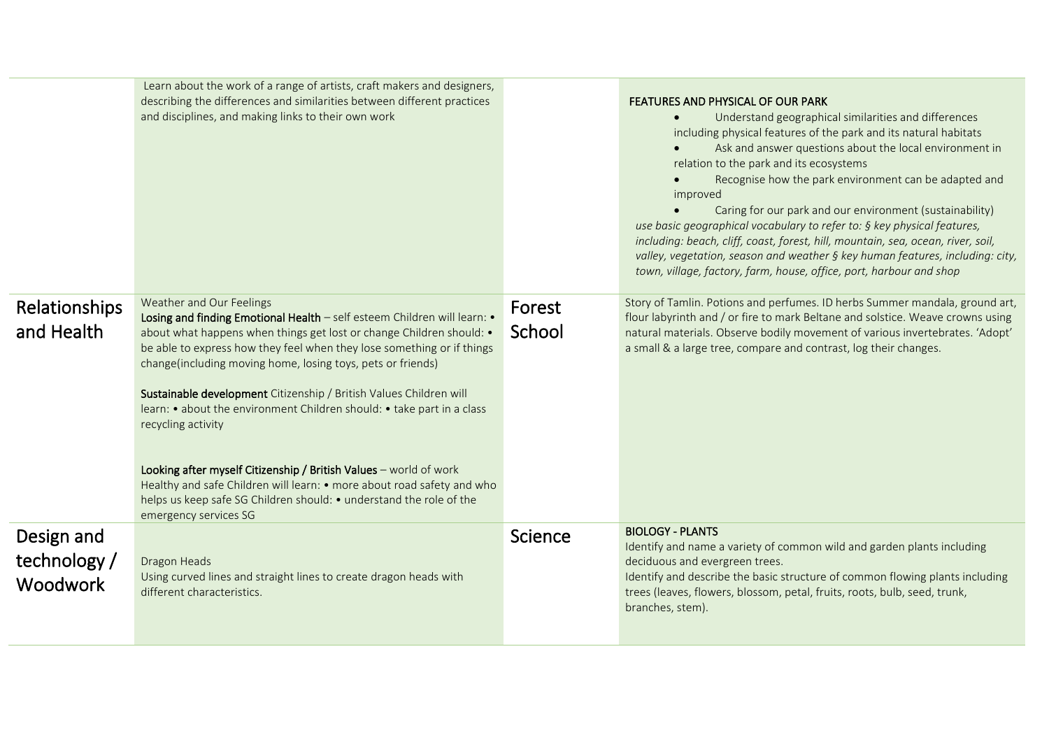| | | | |
|---|---|---|---|
| | Learn about the work of a range of artists, craft makers and designers, describing the differences and similarities between different practices and disciplines, and making links to their own work | | FEATURES AND PHYSICAL OF OUR PARK<br>• Understand geographical similarities and differences including physical features of the park and its natural habitats<br>• Ask and answer questions about the local environment in relation to the park and its ecosystems<br>• Recognise how the park environment can be adapted and improved<br>• Caring for our park and our environment (sustainability)<br>*use basic geographical vocabulary to refer to: § key physical features, including: beach, cliff, coast, forest, hill, mountain, sea, ocean, river, soil, valley, vegetation, season and weather § key human features, including: city, town, village, factory, farm, house, office, port, harbour and shop* |
| **Relationships and Health** | Weather and Our Feelings<br>**Losing and finding Emotional Health** – self esteem Children will learn: • about what happens when things get lost or change Children should: • be able to express how they feel when they lose something or if things change(including moving home, losing toys, pets or friends)<br><br>**Sustainable development** Citizenship / British Values Children will learn: • about the environment Children should: • take part in a class recycling activity<br><br>**Looking after myself Citizenship / British Values** – world of work Healthy and safe Children will learn: • more about road safety and who helps us keep safe SG Children should: • understand the role of the emergency services SG | **Forest School** | Story of Tamlin. Potions and perfumes. ID herbs Summer mandala, ground art, flour labyrinth and / or fire to mark Beltane and solstice. Weave crowns using natural materials. Observe bodily movement of various invertebrates. 'Adopt' a small & a large tree, compare and contrast, log their changes. |
| **Design and technology / Woodwork** | Dragon Heads<br>Using curved lines and straight lines to create dragon heads with different characteristics. | **Science** | BIOLOGY - PLANTS<br>Identify and name a variety of common wild and garden plants including deciduous and evergreen trees.<br>Identify and describe the basic structure of common flowing plants including trees (leaves, flowers, blossom, petal, fruits, roots, bulb, seed, trunk, branches, stem). |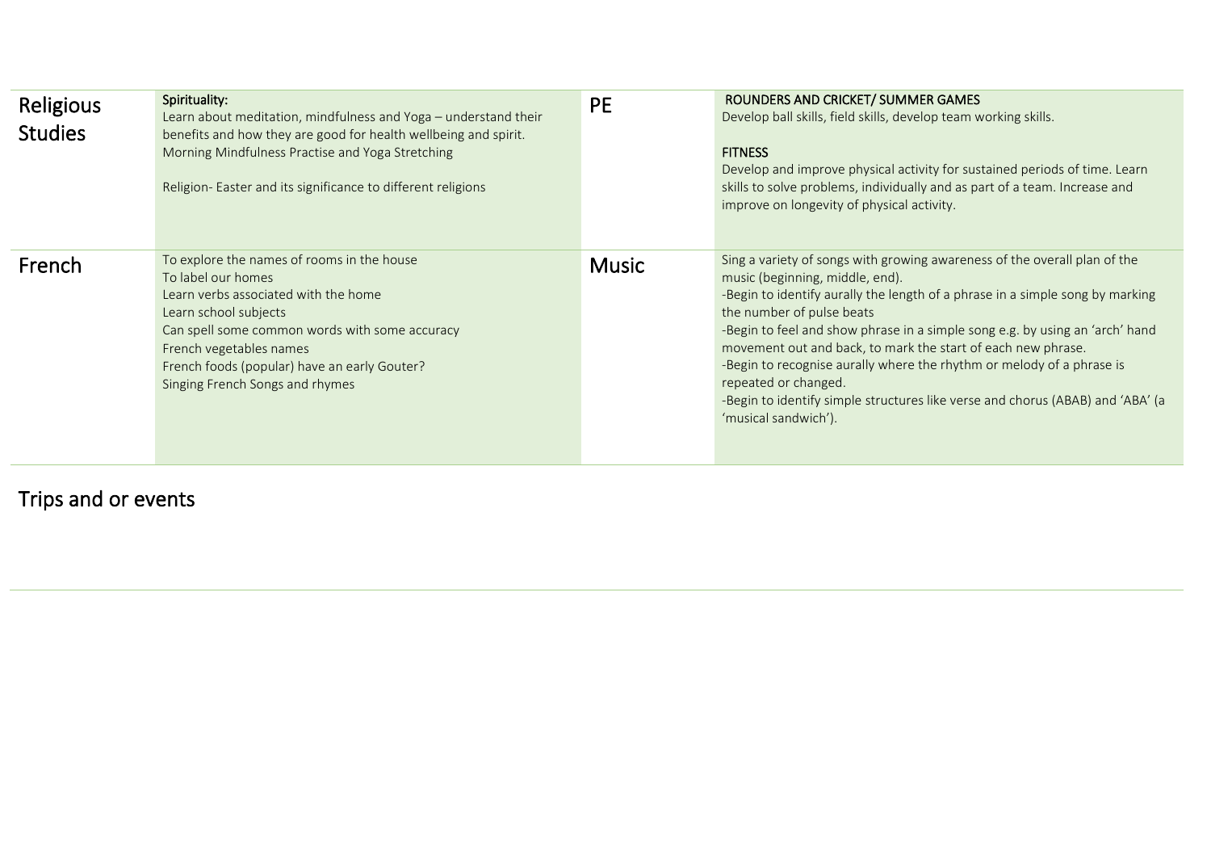| | | | |
|---|---|---|---|
| Religious Studies | **Spirituality:**<br>Learn about meditation, mindfulness and Yoga – understand their benefits and how they are good for health wellbeing and spirit.<br>Morning Mindfulness Practise and Yoga Stretching<br><br>Religion- Easter and its significance to different religions | PE | **ROUNDERS AND CRICKET/ SUMMER GAMES**<br>Develop ball skills, field skills, develop team working skills.<br><br>**FITNESS**<br>Develop and improve physical activity for sustained periods of time. Learn skills to solve problems, individually and as part of a team. Increase and improve on longevity of physical activity. |
| French | To explore the names of rooms in the house<br>To label our homes<br>Learn verbs associated with the home<br>Learn school subjects<br>Can spell some common words with some accuracy<br>French vegetables names<br>French foods (popular) have an early Gouter?<br>Singing French Songs and rhymes | Music | Sing a variety of songs with growing awareness of the overall plan of the music (beginning, middle, end).<br>-Begin to identify aurally the length of a phrase in a simple song by marking the number of pulse beats<br>-Begin to feel and show phrase in a simple song e.g. by using an 'arch' hand movement out and back, to mark the start of each new phrase.<br>-Begin to recognise aurally where the rhythm or melody of a phrase is repeated or changed.<br>-Begin to identify simple structures like verse and chorus (ABAB) and 'ABA' (a 'musical sandwich'). |

## Trips and or events